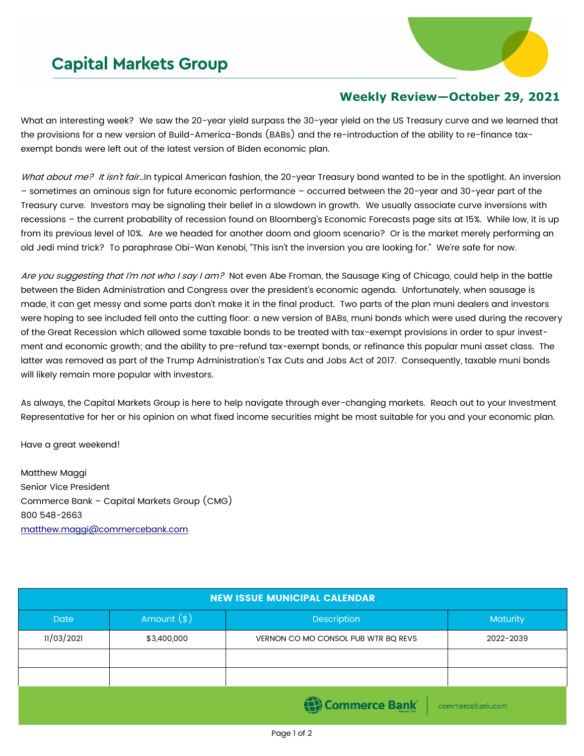# Capital Markets Group

## Weekly Review—October 29, 2021

What an interesting week? We saw the 20-year yield surpass the 30-year yield on the US Treasury curve and we learned that the provisions for a new version of Build-America-Bonds (BABs) and the re-introduction of the ability to re-finance tax-exempt bonds were left out of the latest version of Biden economic plan.

*What about me? It isn't fair…*In typical American fashion, the 20-year Treasury bond wanted to be in the spotlight. An inversion – sometimes an ominous sign for future economic performance – occurred between the 20-year and 30-year part of the Treasury curve. Investors may be signaling their belief in a slowdown in growth. We usually associate curve inversions with recessions – the current probability of recession found on Bloomberg's Economic Forecasts page sits at 15%. While low, it is up from its previous level of 10%. Are we headed for another doom and gloom scenario? Or is the market merely performing an old Jedi mind trick? To paraphrase Obi-Wan Kenobi, "This isn't the inversion you are looking for." We're safe for now.

*Are you suggesting that I'm not who I say I am?* Not even Abe Froman, the Sausage King of Chicago, could help in the battle between the Biden Administration and Congress over the president's economic agenda. Unfortunately, when sausage is made, it can get messy and some parts don't make it in the final product. Two parts of the plan muni dealers and investors were hoping to see included fell onto the cutting floor: a new version of BABs, muni bonds which were used during the recovery of the Great Recession which allowed some taxable bonds to be treated with tax-exempt provisions in order to spur investment and economic growth; and the ability to pre-refund tax-exempt bonds, or refinance this popular muni asset class. The latter was removed as part of the Trump Administration's Tax Cuts and Jobs Act of 2017. Consequently, taxable muni bonds will likely remain more popular with investors.

As always, the Capital Markets Group is here to help navigate through ever-changing markets. Reach out to your Investment Representative for her or his opinion on what fixed income securities might be most suitable for you and your economic plan.

Have a great weekend!

Matthew Maggi
Senior Vice President
Commerce Bank – Capital Markets Group (CMG)
800 548-2663
matthew.maggi@commercebank.com

| NEW ISSUE MUNICIPAL CALENDAR | | | |
|---|---|---|---|
| Date | Amount ($) | Description | Maturity |
| 11/03/2021 | $3,400,000 | VERNON CO MO CONSOL PUB WTR BQ REVS | 2022-2039 |
| | | | |
| | | | |

Commerce Bank | commercebank.com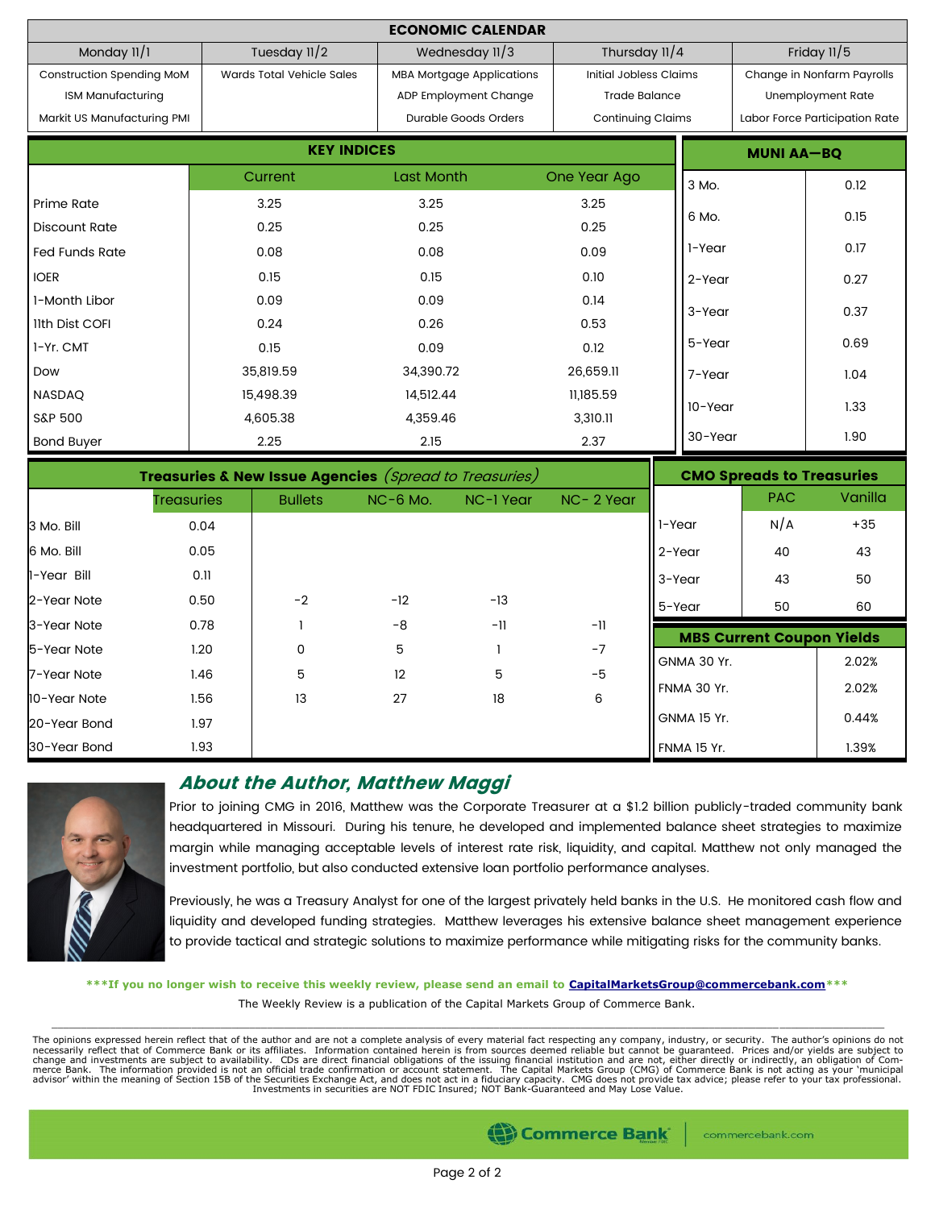## ECONOMIC CALENDAR

| Monday 11/1 | Tuesday 11/2 | Wednesday 11/3 | Thursday 11/4 | Friday 11/5 |
|---|---|---|---|---|
| Construction Spending MoM | Wards Total Vehicle Sales | MBA Mortgage Applications | Initial Jobless Claims | Change in Nonfarm Payrolls |
| ISM Manufacturing | | ADP Employment Change | Trade Balance | Unemployment Rate |
| Markit US Manufacturing PMI | | Durable Goods Orders | Continuing Claims | Labor Force Participation Rate |

## KEY INDICES

| | Current | Last Month | One Year Ago |
|---|---|---|---|
| Prime Rate | 3.25 | 3.25 | 3.25 |
| Discount Rate | 0.25 | 0.25 | 0.25 |
| Fed Funds Rate | 0.08 | 0.08 | 0.09 |
| IOER | 0.15 | 0.15 | 0.10 |
| 1-Month Libor | 0.09 | 0.09 | 0.14 |
| 11th Dist COFI | 0.24 | 0.26 | 0.53 |
| 1-Yr. CMT | 0.15 | 0.09 | 0.12 |
| Dow | 35,819.59 | 34,390.72 | 26,659.11 |
| NASDAQ | 15,498.39 | 14,512.44 | 11,185.59 |
| S&P 500 | 4,605.38 | 4,359.46 | 3,310.11 |
| Bond Buyer | 2.25 | 2.15 | 2.37 |

## MUNI AA—BQ

| | |
|---|---|
| 3 Mo. | 0.12 |
| 6 Mo. | 0.15 |
| 1-Year | 0.17 |
| 2-Year | 0.27 |
| 3-Year | 0.37 |
| 5-Year | 0.69 |
| 7-Year | 1.04 |
| 10-Year | 1.33 |
| 30-Year | 1.90 |

## Treasuries & New Issue Agencies *(Spread to Treasuries)*

| | Treasuries | Bullets | NC-6 Mo. | NC-1 Year | NC- 2 Year |
|---|---|---|---|---|---|
| 3 Mo. Bill | 0.04 | | | | |
| 6 Mo. Bill | 0.05 | | | | |
| 1-Year Bill | 0.11 | | | | |
| 2-Year Note | 0.50 | -2 | -12 | -13 | |
| 3-Year Note | 0.78 | 1 | -8 | -11 | -11 |
| 5-Year Note | 1.20 | 0 | 5 | 1 | -7 |
| 7-Year Note | 1.46 | 5 | 12 | 5 | -5 |
| 10-Year Note | 1.56 | 13 | 27 | 18 | 6 |
| 20-Year Bond | 1.97 | | | | |
| 30-Year Bond | 1.93 | | | | |

## CMO Spreads to Treasuries

| | PAC | Vanilla |
|---|---|---|
| 1-Year | N/A | +35 |
| 2-Year | 40 | 43 |
| 3-Year | 43 | 50 |
| 5-Year | 50 | 60 |

## MBS Current Coupon Yields

| | |
|---|---|
| GNMA 30 Yr. | 2.02% |
| FNMA 30 Yr. | 2.02% |
| GNMA 15 Yr. | 0.44% |
| FNMA 15 Yr. | 1.39% |

## *About the Author, Matthew Maggi*

Prior to joining CMG in 2016, Matthew was the Corporate Treasurer at a $1.2 billion publicly-traded community bank headquartered in Missouri. During his tenure, he developed and implemented balance sheet strategies to maximize margin while managing acceptable levels of interest rate risk, liquidity, and capital. Matthew not only managed the investment portfolio, but also conducted extensive loan portfolio performance analyses.

Previously, he was a Treasury Analyst for one of the largest privately held banks in the U.S. He monitored cash flow and liquidity and developed funding strategies. Matthew leverages his extensive balance sheet management experience to provide tactical and strategic solutions to maximize performance while mitigating risks for the community banks.

**\*\*\*If you no longer wish to receive this weekly review, please send an email to CapitalMarketsGroup@commercebank.com\*\*\***

The Weekly Review is a publication of the Capital Markets Group of Commerce Bank.

The opinions expressed herein reflect that of the author and are not a complete analysis of every material fact respecting any company, industry, or security. The author's opinions do not necessarily reflect that of Commerce Bank or its affiliates. Information contained herein is from sources deemed reliable but cannot be guaranteed. Prices and/or yields are subject to change and investments are subject to availability. CDs are direct financial obligations of the issuing financial institution and are not, either directly or indirectly, an obligation of Commerce Bank. The information provided is not an official trade confirmation or account statement. The Capital Markets Group (CMG) of Commerce Bank is not acting as your 'municipal advisor' within the meaning of Section 15B of the Securities Exchange Act, and does not act in a fiduciary capacity. CMG does not provide tax advice; please refer to your tax professional. Investments in securities are NOT FDIC Insured; NOT Bank-Guaranteed and May Lose Value.

Commerce Bank | commercebank.com